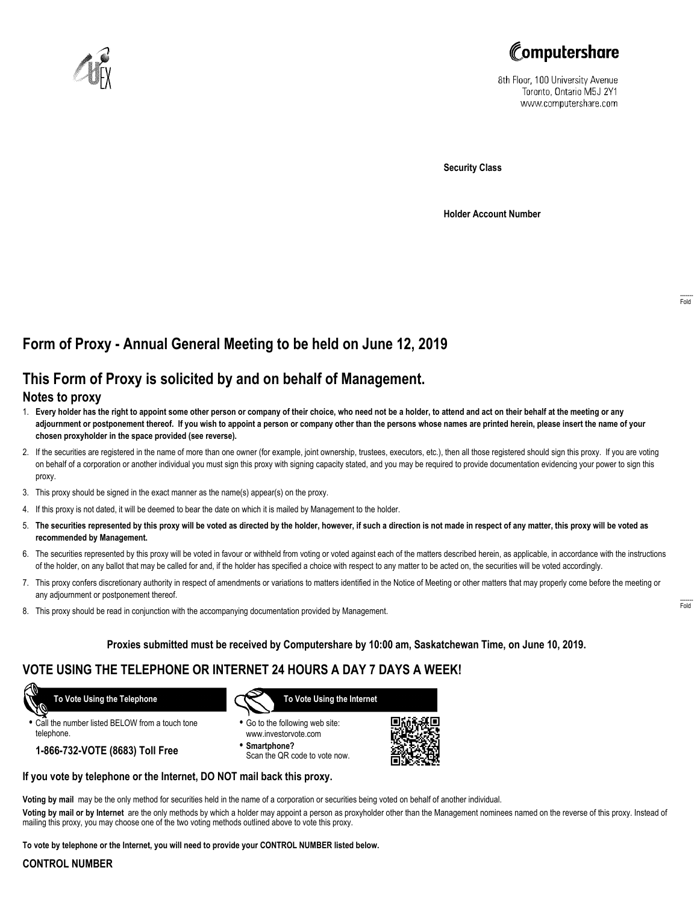Computershare

8th Floor, 100 University Avenue
Toronto, Ontario M5J 2Y1
www.computershare.com

**Security Class**

**Holder Account Number**

Fold

# Form of Proxy - Annual General Meeting to be held on June 12, 2019

## This Form of Proxy is solicited by and on behalf of Management.

### Notes to proxy

1. **Every holder has the right to appoint some other person or company of their choice, who need not be a holder, to attend and act on their behalf at the meeting or any adjournment or postponement thereof. If you wish to appoint a person or company other than the persons whose names are printed herein, please insert the name of your chosen proxyholder in the space provided (see reverse).**
2. If the securities are registered in the name of more than one owner (for example, joint ownership, trustees, executors, etc.), then all those registered should sign this proxy. If you are voting on behalf of a corporation or another individual you must sign this proxy with signing capacity stated, and you may be required to provide documentation evidencing your power to sign this proxy.
3. This proxy should be signed in the exact manner as the name(s) appear(s) on the proxy.
4. If this proxy is not dated, it will be deemed to bear the date on which it is mailed by Management to the holder.
5. **The securities represented by this proxy will be voted as directed by the holder, however, if such a direction is not made in respect of any matter, this proxy will be voted as recommended by Management.**
6. The securities represented by this proxy will be voted in favour or withheld from voting or voted against each of the matters described herein, as applicable, in accordance with the instructions of the holder, on any ballot that may be called for and, if the holder has specified a choice with respect to any matter to be acted on, the securities will be voted accordingly.
7. This proxy confers discretionary authority in respect of amendments or variations to matters identified in the Notice of Meeting or other matters that may properly come before the meeting or any adjournment or postponement thereof.
8. This proxy should be read in conjunction with the accompanying documentation provided by Management.

Fold

**Proxies submitted must be received by Computershare by 10:00 am, Saskatchewan Time, on June 10, 2019.**

## VOTE USING THE TELEPHONE OR INTERNET 24 HOURS A DAY 7 DAYS A WEEK!

**To Vote Using the Telephone**

- Call the number listed BELOW from a touch tone telephone.

**1-866-732-VOTE (8683) Toll Free**

**To Vote Using the Internet**

- Go to the following web site: www.investorvote.com
- **Smartphone?** Scan the QR code to vote now.

**If you vote by telephone or the Internet, DO NOT mail back this proxy.**

**Voting by mail** may be the only method for securities held in the name of a corporation or securities being voted on behalf of another individual.

**Voting by mail or by Internet** are the only methods by which a holder may appoint a person as proxyholder other than the Management nominees named on the reverse of this proxy. Instead of mailing this proxy, you may choose one of the two voting methods outlined above to vote this proxy.

**To vote by telephone or the Internet, you will need to provide your CONTROL NUMBER listed below.**

**CONTROL NUMBER**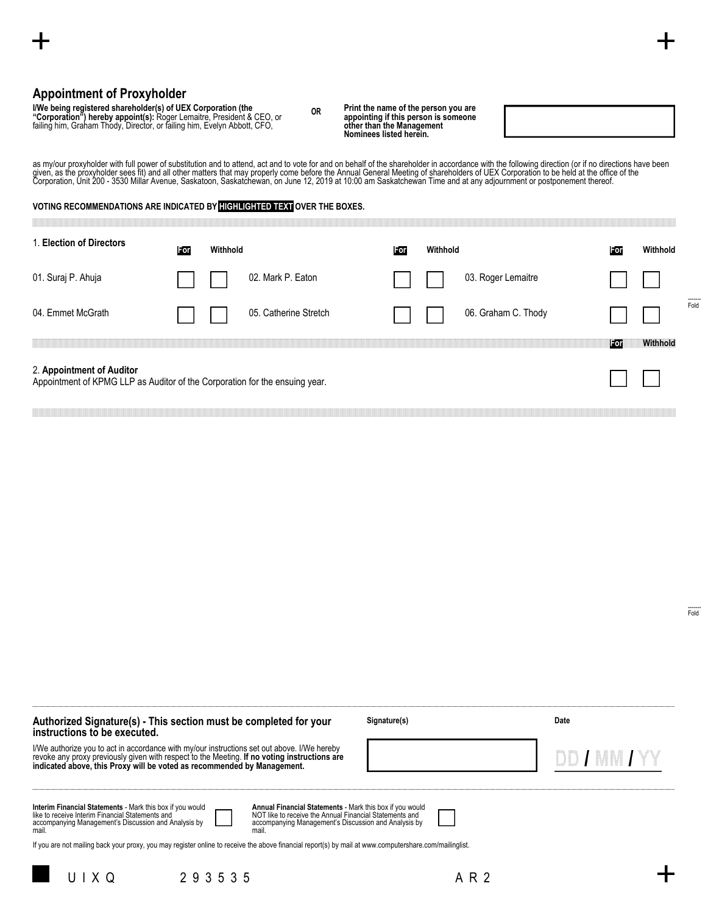## Appointment of Proxyholder

**I/We being registered shareholder(s) of UEX Corporation (the "Corporation") hereby appoint(s):** Roger Lemaitre, President & CEO, or failing him, Graham Thody, Director, or failing him, Evelyn Abbott, CFO,

**OR**

**Print the name of the person you are appointing if this person is someone other than the Management Nominees listed herein.**

as my/our proxyholder with full power of substitution and to attend, act and to vote for and on behalf of the shareholder in accordance with the following direction (or if no directions have been given, as the proxyholder sees fit) and all other matters that may properly come before the Annual General Meeting of shareholders of UEX Corporation to be held at the office of the Corporation, Unit 200 - 3530 Millar Avenue, Saskatoon, Saskatchewan, on June 12, 2019 at 10:00 am Saskatchewan Time and at any adjournment or postponement thereof.

**VOTING RECOMMENDATIONS ARE INDICATED BY HIGHLIGHTED TEXT OVER THE BOXES.**

1. **Election of Directors**

| | For | Withhold | | For | Withhold | | For | Withhold |
|---|---|---|---|---|---|---|---|---|
| 01. Suraj P. Ahuja | ☐ | ☐ | 02. Mark P. Eaton | ☐ | ☐ | 03. Roger Lemaitre | ☐ | ☐ |
| 04. Emmet McGrath | ☐ | ☐ | 05. Catherine Stretch | ☐ | ☐ | 06. Graham C. Thody | ☐ | ☐ |

| | For | Withhold |
|---|---|---|
| 2. **Appointment of Auditor**<br>Appointment of KPMG LLP as Auditor of the Corporation for the ensuing year. | ☐ | ☐ |

**Authorized Signature(s) - This section must be completed for your instructions to be executed.**

I/We authorize you to act in accordance with my/our instructions set out above. I/We hereby revoke any proxy previously given with respect to the Meeting. **If no voting instructions are indicated above, this Proxy will be voted as recommended by Management.**

Signature(s)

Date

DD / MM / YY

**Interim Financial Statements** - Mark this box if you would like to receive Interim Financial Statements and accompanying Management's Discussion and Analysis by mail. ☐

**Annual Financial Statements** - Mark this box if you would NOT like to receive the Annual Financial Statements and accompanying Management's Discussion and Analysis by mail. ☐

If you are not mailing back your proxy, you may register online to receive the above financial report(s) by mail at www.computershare.com/mailinglist.

U I X Q 2 9 3 5 3 5 A R 2